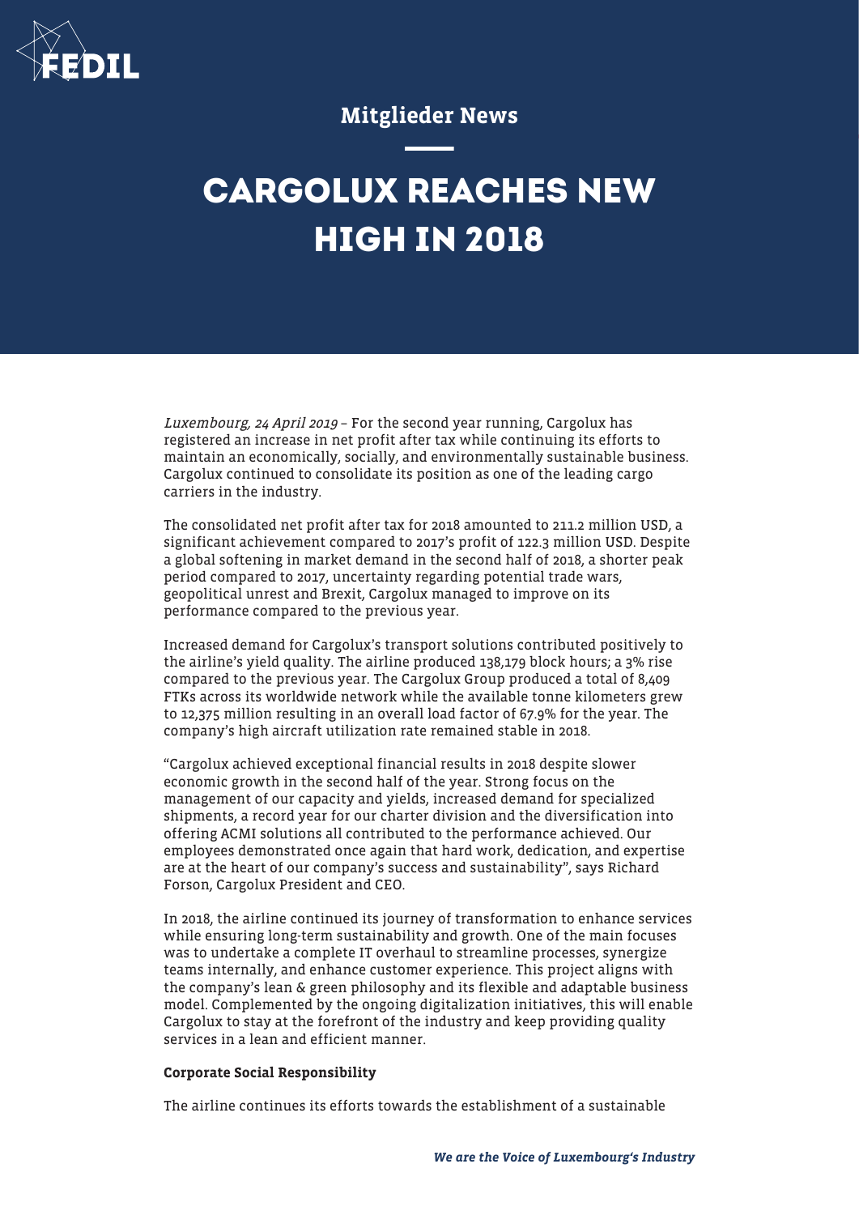Mitglieder News

# CARGOLUX REACHES NEW HIGH IN 2018

*Luxembourg, 24 April 2019* – For the second year running, Cargolux has registered an increase in net profit after tax while continuing its efforts to maintain an economically, socially, and environmentally sustainable business. Cargolux continued to consolidate its position as one of the leading cargo carriers in the industry.

The consolidated net profit after tax for 2018 amounted to 211.2 million USD, a significant achievement compared to 2017's profit of 122.3 million USD. Despite a global softening in market demand in the second half of 2018, a shorter peak period compared to 2017, uncertainty regarding potential trade wars, geopolitical unrest and Brexit, Cargolux managed to improve on its performance compared to the previous year.

Increased demand for Cargolux's transport solutions contributed positively to the airline's yield quality. The airline produced 138,179 block hours; a 3% rise compared to the previous year. The Cargolux Group produced a total of 8,409 FTKs across its worldwide network while the available tonne kilometers grew to 12,375 million resulting in an overall load factor of 67.9% for the year. The company's high aircraft utilization rate remained stable in 2018.

"Cargolux achieved exceptional financial results in 2018 despite slower economic growth in the second half of the year. Strong focus on the management of our capacity and yields, increased demand for specialized shipments, a record year for our charter division and the diversification into offering ACMI solutions all contributed to the performance achieved. Our employees demonstrated once again that hard work, dedication, and expertise are at the heart of our company's success and sustainability", says Richard Forson, Cargolux President and CEO.

In 2018, the airline continued its journey of transformation to enhance services while ensuring long-term sustainability and growth. One of the main focuses was to undertake a complete IT overhaul to streamline processes, synergize teams internally, and enhance customer experience. This project aligns with the company's lean & green philosophy and its flexible and adaptable business model. Complemented by the ongoing digitalization initiatives, this will enable Cargolux to stay at the forefront of the industry and keep providing quality services in a lean and efficient manner.

**Corporate Social Responsibility**

The airline continues its efforts towards the establishment of a sustainable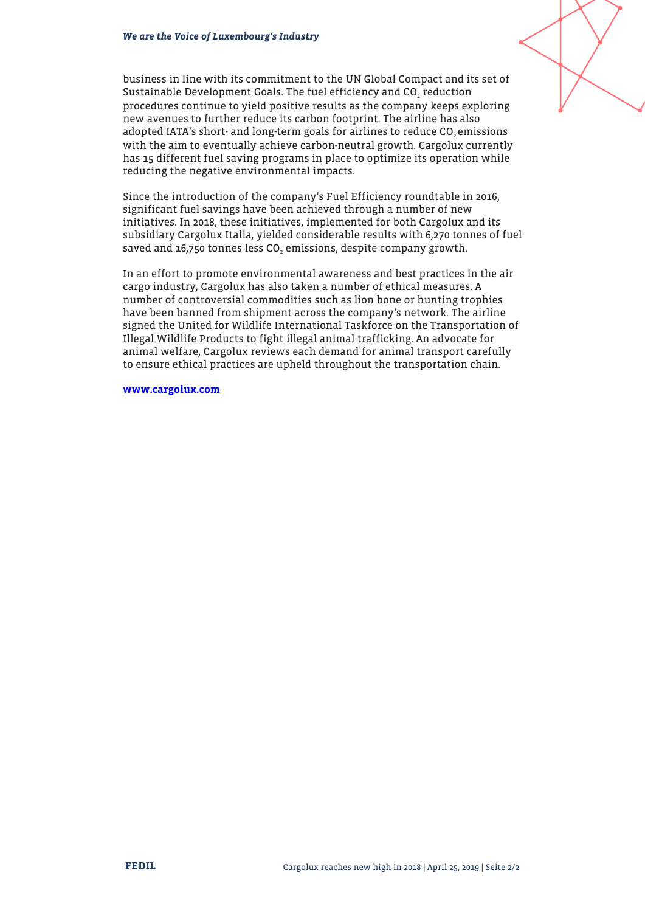business in line with its commitment to the UN Global Compact and its set of Sustainable Development Goals. The fuel efficiency and $CO_2$ reduction procedures continue to yield positive results as the company keeps exploring new avenues to further reduce its carbon footprint. The airline has also adopted IATA's short- and long-term goals for airlines to reduce $CO_2$ emissions with the aim to eventually achieve carbon-neutral growth. Cargolux currently has 15 different fuel saving programs in place to optimize its operation while reducing the negative environmental impacts.

Since the introduction of the company's Fuel Efficiency roundtable in 2016, significant fuel savings have been achieved through a number of new initiatives. In 2018, these initiatives, implemented for both Cargolux and its subsidiary Cargolux Italia, yielded considerable results with 6,270 tonnes of fuel saved and 16,750 tonnes less $CO_2$ emissions, despite company growth.

In an effort to promote environmental awareness and best practices in the air cargo industry, Cargolux has also taken a number of ethical measures. A number of controversial commodities such as lion bone or hunting trophies have been banned from shipment across the company's network. The airline signed the United for Wildlife International Taskforce on the Transportation of Illegal Wildlife Products to fight illegal animal trafficking. An advocate for animal welfare, Cargolux reviews each demand for animal transport carefully to ensure ethical practices are upheld throughout the transportation chain.

**[www.cargolux.com](http://www.cargolux.com)**